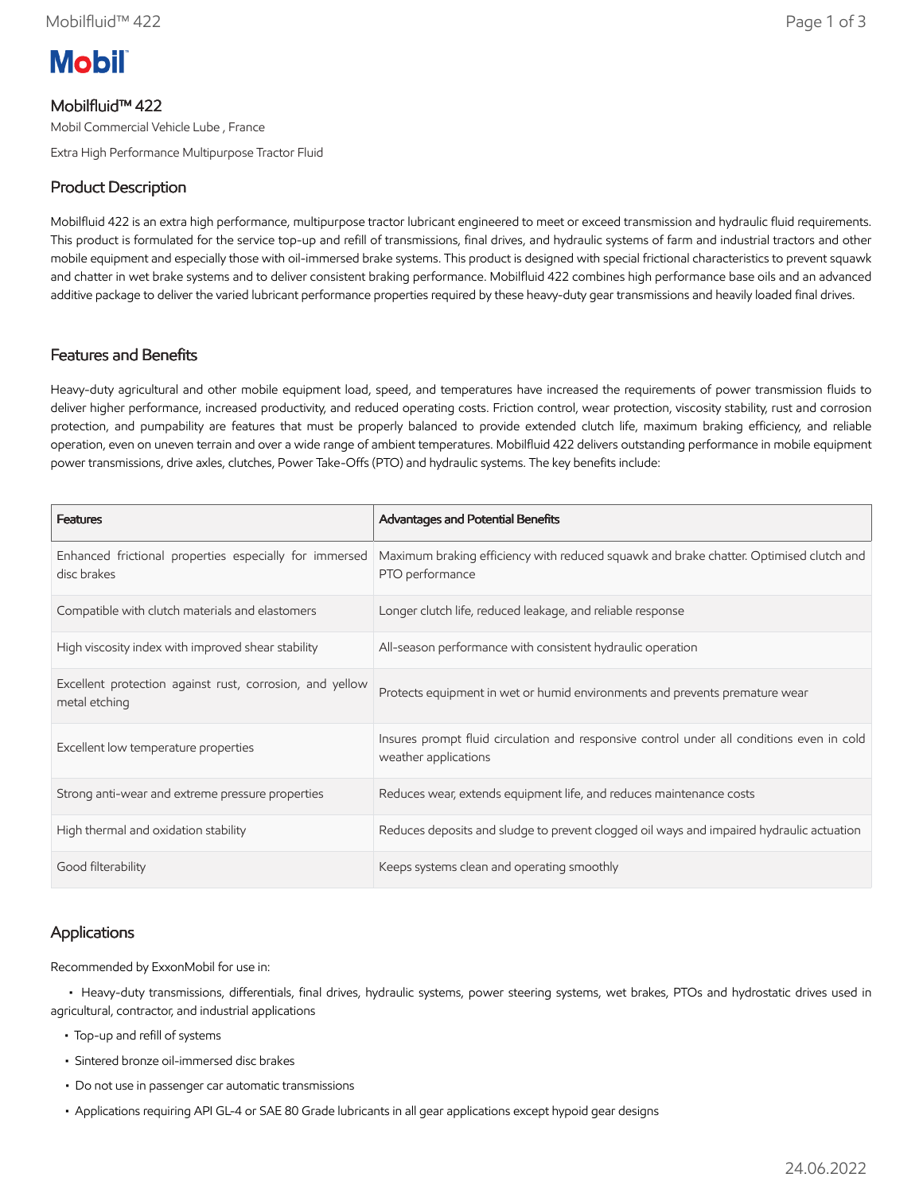Mobil

# Mobilfluid™ 422

Mobil Commercial Vehicle Lube , France

Extra High Performance Multipurpose Tractor Fluid

## Product Description

Mobilfluid 422 is an extra high performance, multipurpose tractor lubricant engineered to meet or exceed transmission and hydraulic fluid requirements. This product is formulated for the service top-up and refill of transmissions, final drives, and hydraulic systems of farm and industrial tractors and other mobile equipment and especially those with oil-immersed brake systems. This product is designed with special frictional characteristics to prevent squawk and chatter in wet brake systems and to deliver consistent braking performance. Mobilfluid 422 combines high performance base oils and an advanced additive package to deliver the varied lubricant performance properties required by these heavy-duty gear transmissions and heavily loaded final drives.

## Features and Benefits

Heavy-duty agricultural and other mobile equipment load, speed, and temperatures have increased the requirements of power transmission fluids to deliver higher performance, increased productivity, and reduced operating costs. Friction control, wear protection, viscosity stability, rust and corrosion protection, and pumpability are features that must be properly balanced to provide extended clutch life, maximum braking efficiency, and reliable operation, even on uneven terrain and over a wide range of ambient temperatures. Mobilfluid 422 delivers outstanding performance in mobile equipment power transmissions, drive axles, clutches, Power Take-Offs (PTO) and hydraulic systems. The key benefits include:

| Features | Advantages and Potential Benefits |
| --- | --- |
| Enhanced frictional properties especially for immersed disc brakes | Maximum braking efficiency with reduced squawk and brake chatter. Optimised clutch and PTO performance |
| Compatible with clutch materials and elastomers | Longer clutch life, reduced leakage, and reliable response |
| High viscosity index with improved shear stability | All-season performance with consistent hydraulic operation |
| Excellent protection against rust, corrosion, and yellow metal etching | Protects equipment in wet or humid environments and prevents premature wear |
| Excellent low temperature properties | Insures prompt fluid circulation and responsive control under all conditions even in cold weather applications |
| Strong anti-wear and extreme pressure properties | Reduces wear, extends equipment life, and reduces maintenance costs |
| High thermal and oxidation stability | Reduces deposits and sludge to prevent clogged oil ways and impaired hydraulic actuation |
| Good filterability | Keeps systems clean and operating smoothly |

## Applications

Recommended by ExxonMobil for use in:

- Heavy-duty transmissions, differentials, final drives, hydraulic systems, power steering systems, wet brakes, PTOs and hydrostatic drives used in agricultural, contractor, and industrial applications
- Top-up and refill of systems
- Sintered bronze oil-immersed disc brakes
- Do not use in passenger car automatic transmissions
- Applications requiring API GL-4 or SAE 80 Grade lubricants in all gear applications except hypoid gear designs

24.06.2022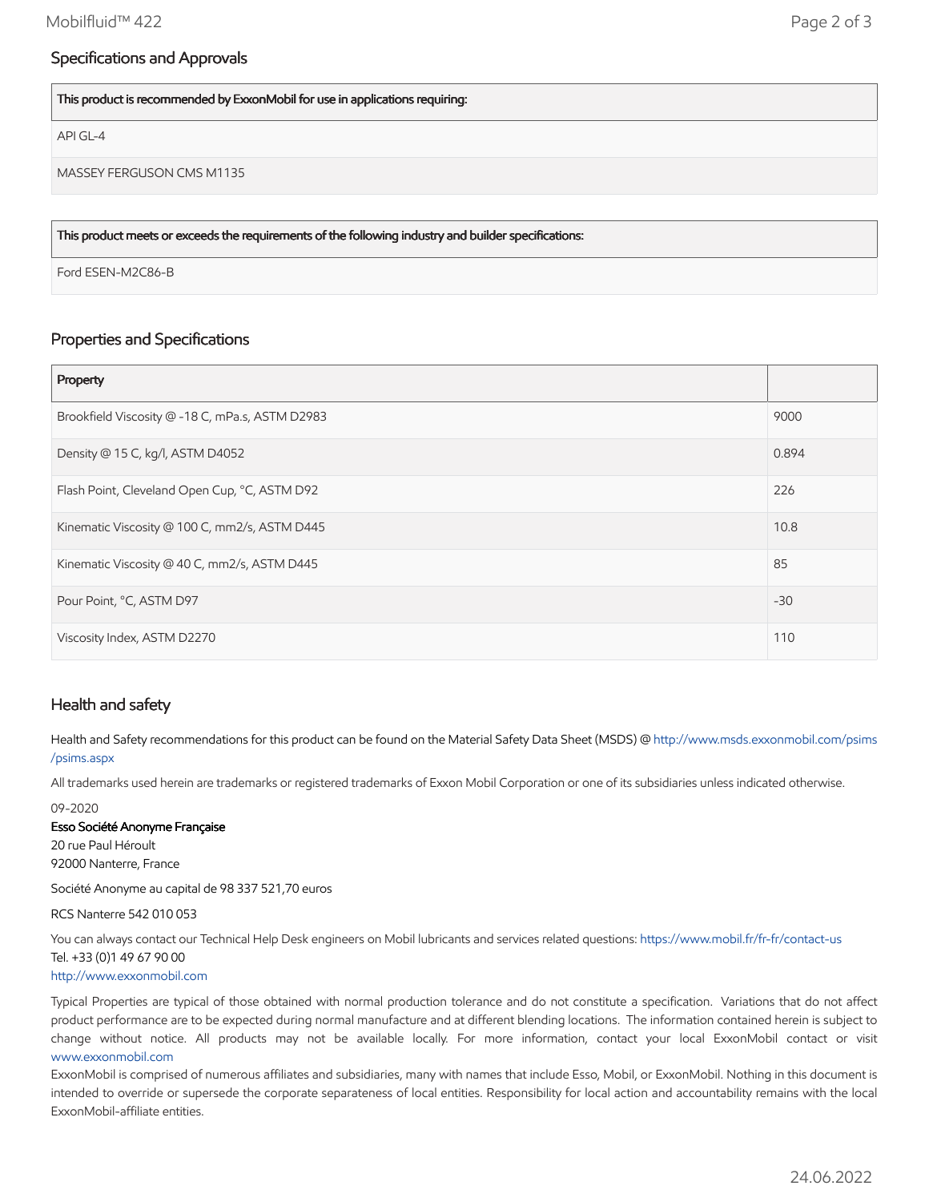## Specifications and Approvals

| This product is recommended by ExxonMobil for use in applications requiring: |
|---|
| API GL-4 |
| MASSEY FERGUSON CMS M1135 |

| This product meets or exceeds the requirements of the following industry and builder specifications: |
|---|
| Ford ESEN-M2C86-B |

## Properties and Specifications

| Property | |
|---|---|
| Brookfield Viscosity @ -18 C, mPa.s, ASTM D2983 | 9000 |
| Density @ 15 C, kg/l, ASTM D4052 | 0.894 |
| Flash Point, Cleveland Open Cup, °C, ASTM D92 | 226 |
| Kinematic Viscosity @ 100 C, mm2/s, ASTM D445 | 10.8 |
| Kinematic Viscosity @ 40 C, mm2/s, ASTM D445 | 85 |
| Pour Point, °C, ASTM D97 | -30 |
| Viscosity Index, ASTM D2270 | 110 |

## Health and safety

Health and Safety recommendations for this product can be found on the Material Safety Data Sheet (MSDS) @ http://www.msds.exxonmobil.com/psims/psims.aspx

All trademarks used herein are trademarks or registered trademarks of Exxon Mobil Corporation or one of its subsidiaries unless indicated otherwise.

09-2020

**Esso Société Anonyme Française**
20 rue Paul Héroult
92000 Nanterre, France

Société Anonyme au capital de 98 337 521,70 euros

RCS Nanterre 542 010 053

You can always contact our Technical Help Desk engineers on Mobil lubricants and services related questions: https://www.mobil.fr/fr-fr/contact-us
Tel. +33 (0)1 49 67 90 00
http://www.exxonmobil.com

Typical Properties are typical of those obtained with normal production tolerance and do not constitute a specification. Variations that do not affect product performance are to be expected during normal manufacture and at different blending locations. The information contained herein is subject to change without notice. All products may not be available locally. For more information, contact your local ExxonMobil contact or visit www.exxonmobil.com

ExxonMobil is comprised of numerous affiliates and subsidiaries, many with names that include Esso, Mobil, or ExxonMobil. Nothing in this document is intended to override or supersede the corporate separateness of local entities. Responsibility for local action and accountability remains with the local ExxonMobil-affiliate entities.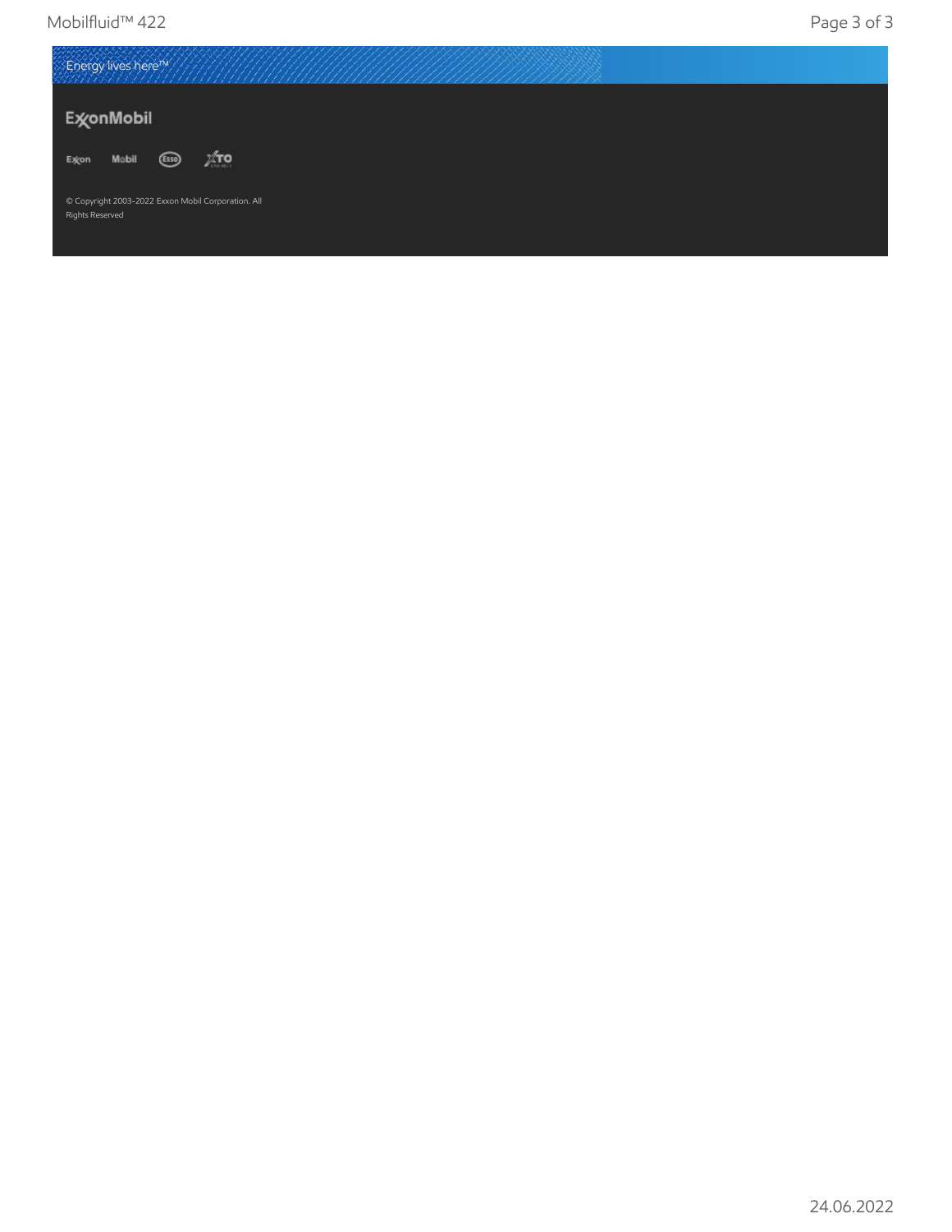Energy lives here™

ExxonMobil

Exxon Mobil Esso XTO

© Copyright 2003-2022 Exxon Mobil Corporation. All Rights Reserved